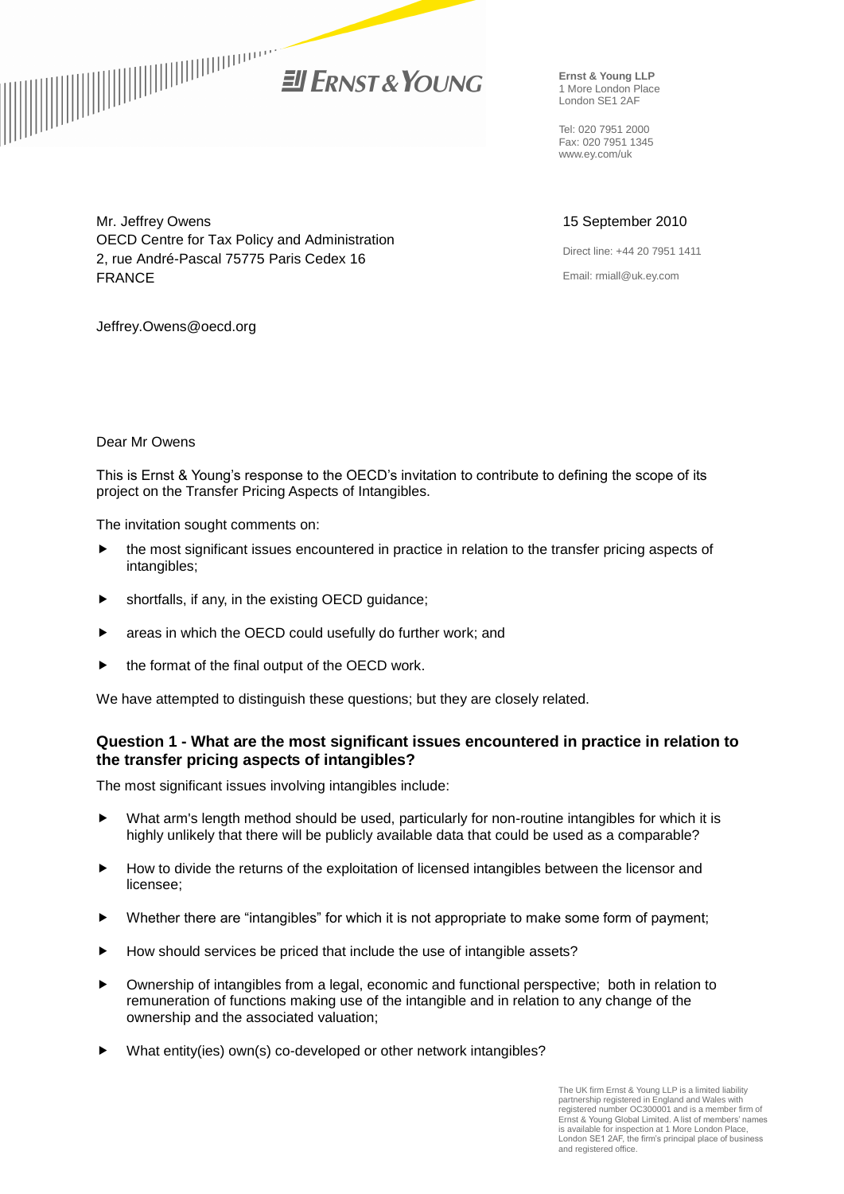**Ernst & Young LLP**
1 More London Place
London SE1 2AF

Tel: 020 7951 2000
Fax: 020 7951 1345
www.ey.com/uk

Mr. Jeffrey Owens
OECD Centre for Tax Policy and Administration
2, rue André-Pascal 75775 Paris Cedex 16
FRANCE

Jeffrey.Owens@oecd.org

15 September 2010

Direct line: +44 20 7951 1411

Email: rmiall@uk.ey.com

Dear Mr Owens

This is Ernst & Young's response to the OECD's invitation to contribute to defining the scope of its project on the Transfer Pricing Aspects of Intangibles.

The invitation sought comments on:

- the most significant issues encountered in practice in relation to the transfer pricing aspects of intangibles;
- shortfalls, if any, in the existing OECD guidance;
- areas in which the OECD could usefully do further work; and
- the format of the final output of the OECD work.

We have attempted to distinguish these questions; but they are closely related.

### Question 1 - What are the most significant issues encountered in practice in relation to the transfer pricing aspects of intangibles?

The most significant issues involving intangibles include:

- What arm's length method should be used, particularly for non-routine intangibles for which it is highly unlikely that there will be publicly available data that could be used as a comparable?
- How to divide the returns of the exploitation of licensed intangibles between the licensor and licensee;
- Whether there are "intangibles" for which it is not appropriate to make some form of payment;
- How should services be priced that include the use of intangible assets?
- Ownership of intangibles from a legal, economic and functional perspective; both in relation to remuneration of functions making use of the intangible and in relation to any change of the ownership and the associated valuation;
- What entity(ies) own(s) co-developed or other network intangibles?

The UK firm Ernst & Young LLP is a limited liability partnership registered in England and Wales with registered number OC300001 and is a member firm of Ernst & Young Global Limited. A list of members' names is available for inspection at 1 More London Place, London SE1 2AF, the firm's principal place of business and registered office.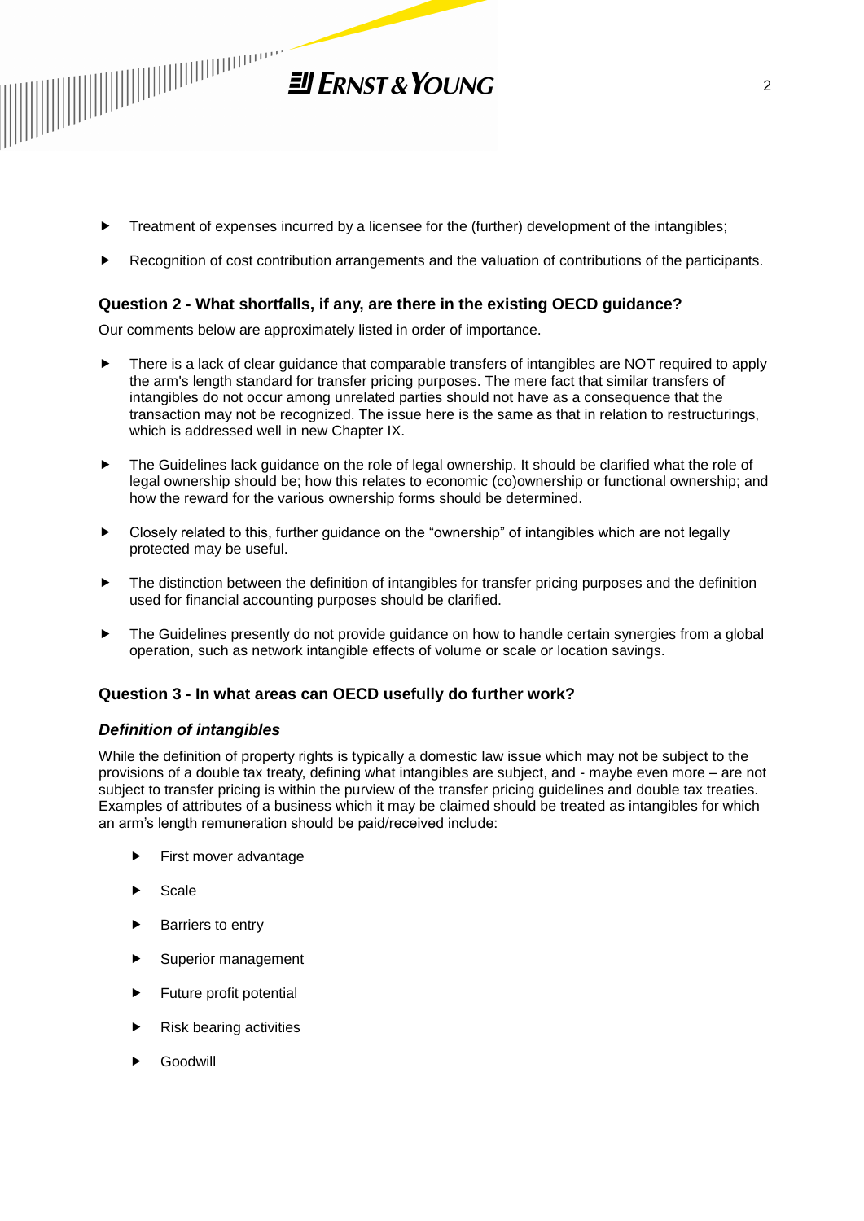- Treatment of expenses incurred by a licensee for the (further) development of the intangibles;
- Recognition of cost contribution arrangements and the valuation of contributions of the participants.

## Question 2 - What shortfalls, if any, are there in the existing OECD guidance?

Our comments below are approximately listed in order of importance.

- There is a lack of clear guidance that comparable transfers of intangibles are NOT required to apply the arm's length standard for transfer pricing purposes. The mere fact that similar transfers of intangibles do not occur among unrelated parties should not have as a consequence that the transaction may not be recognized. The issue here is the same as that in relation to restructurings, which is addressed well in new Chapter IX.
- The Guidelines lack guidance on the role of legal ownership. It should be clarified what the role of legal ownership should be; how this relates to economic (co)ownership or functional ownership; and how the reward for the various ownership forms should be determined.
- Closely related to this, further guidance on the "ownership" of intangibles which are not legally protected may be useful.
- The distinction between the definition of intangibles for transfer pricing purposes and the definition used for financial accounting purposes should be clarified.
- The Guidelines presently do not provide guidance on how to handle certain synergies from a global operation, such as network intangible effects of volume or scale or location savings.

## Question 3 - In what areas can OECD usefully do further work?

### *Definition of intangibles*

While the definition of property rights is typically a domestic law issue which may not be subject to the provisions of a double tax treaty, defining what intangibles are subject, and - maybe even more – are not subject to transfer pricing is within the purview of the transfer pricing guidelines and double tax treaties. Examples of attributes of a business which it may be claimed should be treated as intangibles for which an arm's length remuneration should be paid/received include:

- First mover advantage
- Scale
- Barriers to entry
- Superior management
- Future profit potential
- Risk bearing activities
- Goodwill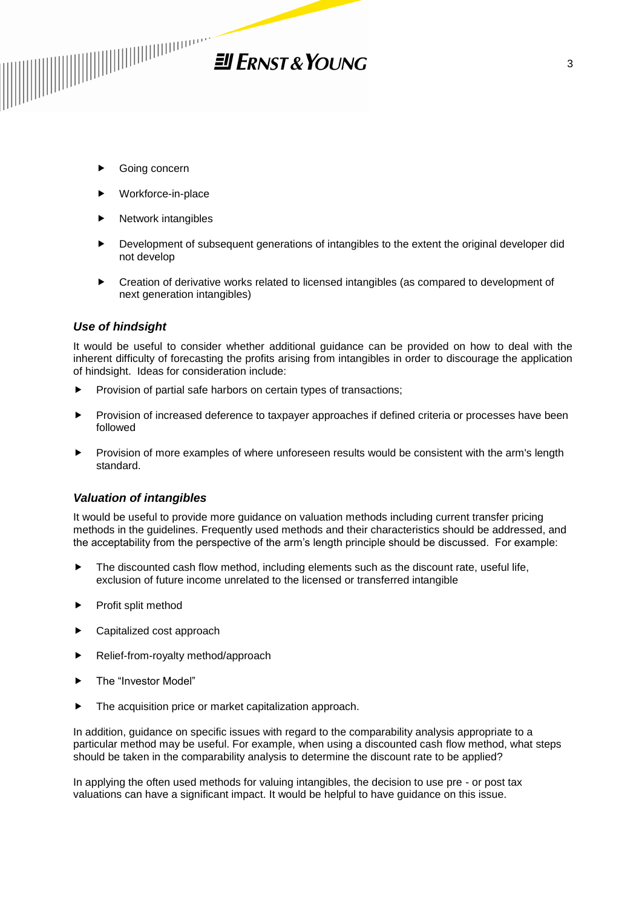- Going concern
- Workforce-in-place
- Network intangibles
- Development of subsequent generations of intangibles to the extent the original developer did not develop
- Creation of derivative works related to licensed intangibles (as compared to development of next generation intangibles)

### *Use of hindsight*

It would be useful to consider whether additional guidance can be provided on how to deal with the inherent difficulty of forecasting the profits arising from intangibles in order to discourage the application of hindsight. Ideas for consideration include:

- Provision of partial safe harbors on certain types of transactions;
- Provision of increased deference to taxpayer approaches if defined criteria or processes have been followed
- Provision of more examples of where unforeseen results would be consistent with the arm's length standard.

### *Valuation of intangibles*

It would be useful to provide more guidance on valuation methods including current transfer pricing methods in the guidelines. Frequently used methods and their characteristics should be addressed, and the acceptability from the perspective of the arm's length principle should be discussed. For example:

- The discounted cash flow method, including elements such as the discount rate, useful life, exclusion of future income unrelated to the licensed or transferred intangible
- Profit split method
- Capitalized cost approach
- Relief-from-royalty method/approach
- The "Investor Model"
- The acquisition price or market capitalization approach.

In addition, guidance on specific issues with regard to the comparability analysis appropriate to a particular method may be useful. For example, when using a discounted cash flow method, what steps should be taken in the comparability analysis to determine the discount rate to be applied?

In applying the often used methods for valuing intangibles, the decision to use pre - or post tax valuations can have a significant impact. It would be helpful to have guidance on this issue.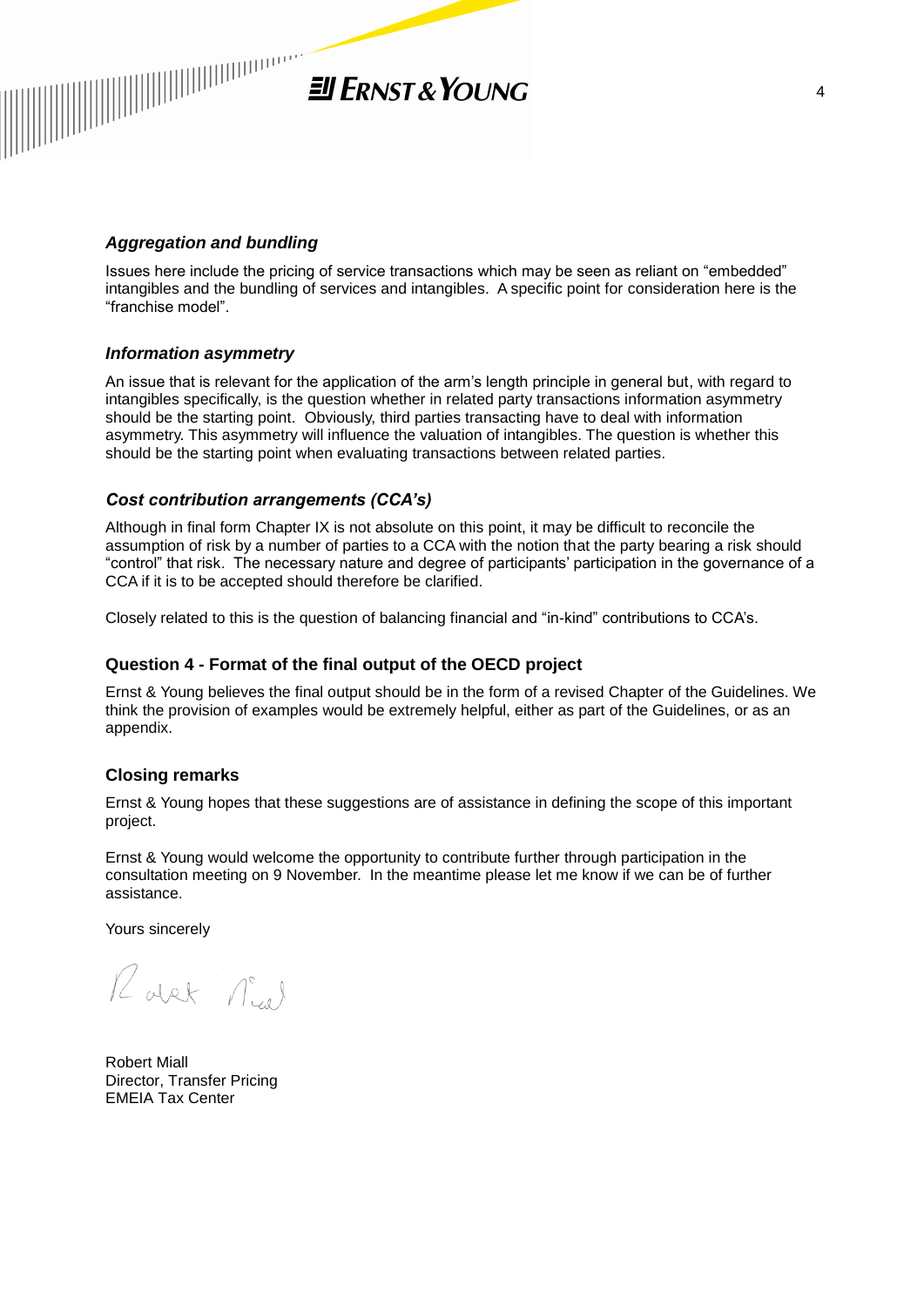### *Aggregation and bundling*

Issues here include the pricing of service transactions which may be seen as reliant on "embedded" intangibles and the bundling of services and intangibles. A specific point for consideration here is the "franchise model".

### *Information asymmetry*

An issue that is relevant for the application of the arm's length principle in general but, with regard to intangibles specifically, is the question whether in related party transactions information asymmetry should be the starting point. Obviously, third parties transacting have to deal with information asymmetry. This asymmetry will influence the valuation of intangibles. The question is whether this should be the starting point when evaluating transactions between related parties.

### *Cost contribution arrangements (CCA's)*

Although in final form Chapter IX is not absolute on this point, it may be difficult to reconcile the assumption of risk by a number of parties to a CCA with the notion that the party bearing a risk should "control" that risk. The necessary nature and degree of participants' participation in the governance of a CCA if it is to be accepted should therefore be clarified.

Closely related to this is the question of balancing financial and "in-kind" contributions to CCA's.

## Question 4 - Format of the final output of the OECD project

Ernst & Young believes the final output should be in the form of a revised Chapter of the Guidelines. We think the provision of examples would be extremely helpful, either as part of the Guidelines, or as an appendix.

## Closing remarks

Ernst & Young hopes that these suggestions are of assistance in defining the scope of this important project.

Ernst & Young would welcome the opportunity to contribute further through participation in the consultation meeting on 9 November. In the meantime please let me know if we can be of further assistance.

Yours sincerely

Robert Miall
Director, Transfer Pricing
EMEIA Tax Center